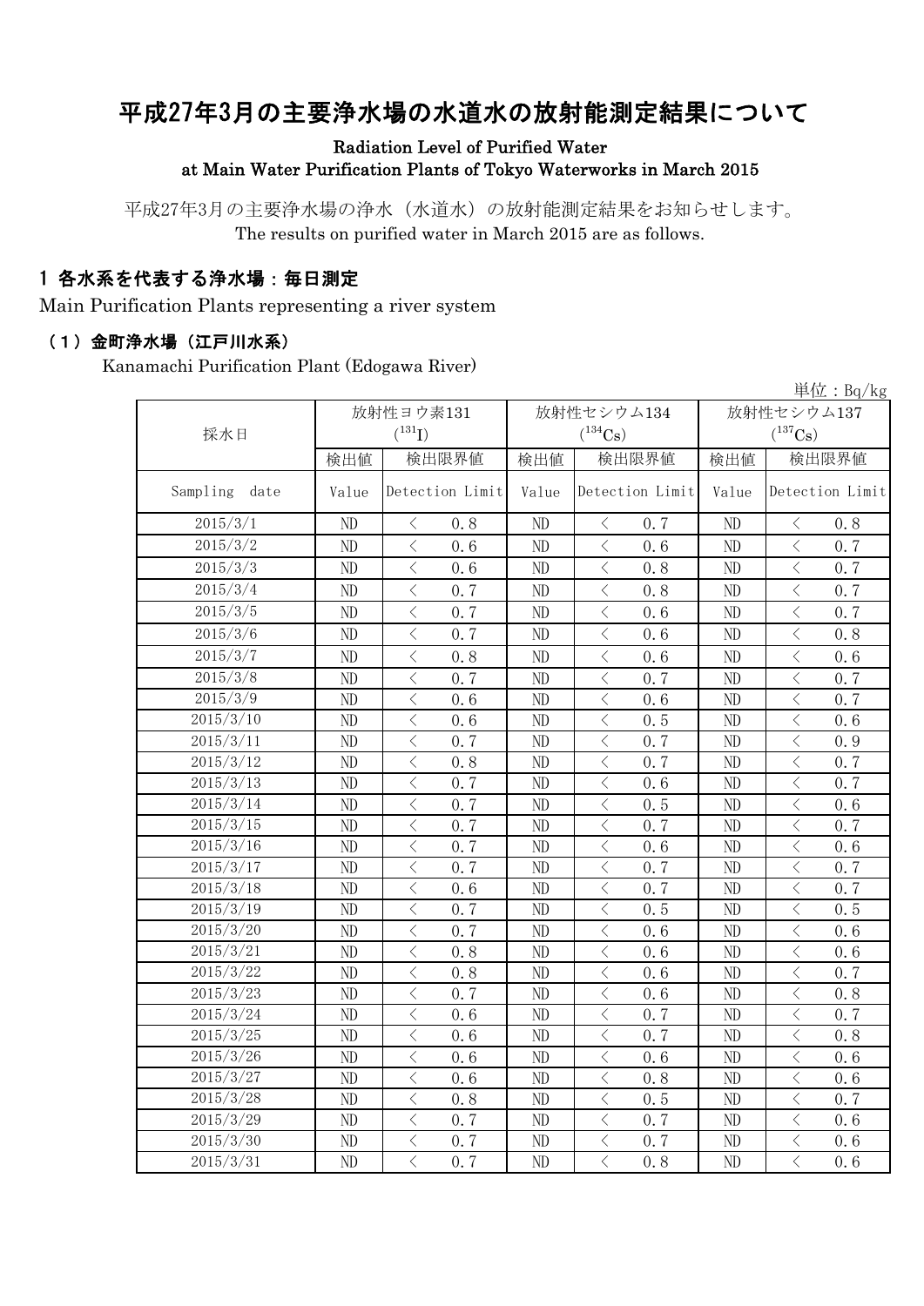# 平成27年3月の主要浄水場の水道水の放射能測定結果について

Radiation Level of Purified Water
at Main Water Purification Plants of Tokyo Waterworks in March 2015

平成27年3月の主要浄水場の浄水（水道水）の放射能測定結果をお知らせします。
The results on purified water in March 2015 are as follows.

## 1 各水系を代表する浄水場：毎日測定

Main Purification Plants representing a river system

### （1）金町浄水場（江戸川水系）

Kanamachi Purification Plant (Edogawa River)

単位：Bq/kg

| 採水日 | 放射性ヨウ素131 ($^{131}I$) | | 放射性セシウム134 ($^{134}Cs$) | | 放射性セシウム137 ($^{137}Cs$) | |
|---|---|---|---|---|---|---|
| | 検出値 | 検出限界値 | 検出値 | 検出限界値 | 検出値 | 検出限界値 |
| Sampling date | Value | Detection Limit | Value | Detection Limit | Value | Detection Limit |
| 2015/3/1 | ND | < 0.8 | ND | < 0.7 | ND | < 0.8 |
| 2015/3/2 | ND | < 0.6 | ND | < 0.6 | ND | < 0.7 |
| 2015/3/3 | ND | < 0.6 | ND | < 0.8 | ND | < 0.7 |
| 2015/3/4 | ND | < 0.7 | ND | < 0.8 | ND | < 0.7 |
| 2015/3/5 | ND | < 0.7 | ND | < 0.6 | ND | < 0.7 |
| 2015/3/6 | ND | < 0.7 | ND | < 0.6 | ND | < 0.8 |
| 2015/3/7 | ND | < 0.8 | ND | < 0.6 | ND | < 0.6 |
| 2015/3/8 | ND | < 0.7 | ND | < 0.7 | ND | < 0.7 |
| 2015/3/9 | ND | < 0.6 | ND | < 0.6 | ND | < 0.7 |
| 2015/3/10 | ND | < 0.6 | ND | < 0.5 | ND | < 0.6 |
| 2015/3/11 | ND | < 0.7 | ND | < 0.7 | ND | < 0.9 |
| 2015/3/12 | ND | < 0.8 | ND | < 0.7 | ND | < 0.7 |
| 2015/3/13 | ND | < 0.7 | ND | < 0.6 | ND | < 0.7 |
| 2015/3/14 | ND | < 0.7 | ND | < 0.5 | ND | < 0.6 |
| 2015/3/15 | ND | < 0.7 | ND | < 0.7 | ND | < 0.7 |
| 2015/3/16 | ND | < 0.7 | ND | < 0.6 | ND | < 0.6 |
| 2015/3/17 | ND | < 0.7 | ND | < 0.7 | ND | < 0.7 |
| 2015/3/18 | ND | < 0.6 | ND | < 0.7 | ND | < 0.7 |
| 2015/3/19 | ND | < 0.7 | ND | < 0.5 | ND | < 0.5 |
| 2015/3/20 | ND | < 0.7 | ND | < 0.6 | ND | < 0.6 |
| 2015/3/21 | ND | < 0.8 | ND | < 0.6 | ND | < 0.6 |
| 2015/3/22 | ND | < 0.8 | ND | < 0.6 | ND | < 0.7 |
| 2015/3/23 | ND | < 0.7 | ND | < 0.6 | ND | < 0.8 |
| 2015/3/24 | ND | < 0.6 | ND | < 0.7 | ND | < 0.7 |
| 2015/3/25 | ND | < 0.6 | ND | < 0.7 | ND | < 0.8 |
| 2015/3/26 | ND | < 0.6 | ND | < 0.6 | ND | < 0.6 |
| 2015/3/27 | ND | < 0.6 | ND | < 0.8 | ND | < 0.6 |
| 2015/3/28 | ND | < 0.8 | ND | < 0.5 | ND | < 0.7 |
| 2015/3/29 | ND | < 0.7 | ND | < 0.7 | ND | < 0.6 |
| 2015/3/30 | ND | < 0.7 | ND | < 0.7 | ND | < 0.6 |
| 2015/3/31 | ND | < 0.7 | ND | < 0.8 | ND | < 0.6 |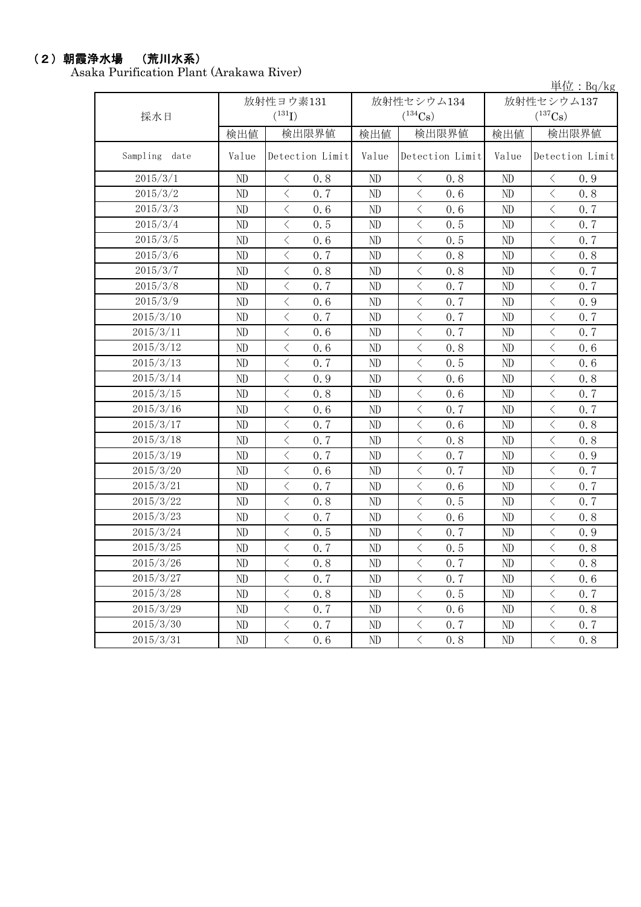## （2）朝霞浄水場　（荒川水系）

Asaka Purification Plant (Arakawa River)

単位：Bq/kg

| 採水日 | 放射性ヨウ素131 ($^{131}I$) | | 放射性セシウム134 ($^{134}Cs$) | | 放射性セシウム137 ($^{137}Cs$) | |
|---|---|---|---|---|---|---|
| | 検出値 | 検出限界値 | 検出値 | 検出限界値 | 検出値 | 検出限界値 |
| Sampling date | Value | Detection Limit | Value | Detection Limit | Value | Detection Limit |
| 2015/3/1 | ND | ＜ 0.8 | ND | ＜ 0.8 | ND | ＜ 0.9 |
| 2015/3/2 | ND | ＜ 0.7 | ND | ＜ 0.6 | ND | ＜ 0.8 |
| 2015/3/3 | ND | ＜ 0.6 | ND | ＜ 0.6 | ND | ＜ 0.7 |
| 2015/3/4 | ND | ＜ 0.5 | ND | ＜ 0.5 | ND | ＜ 0.7 |
| 2015/3/5 | ND | ＜ 0.6 | ND | ＜ 0.5 | ND | ＜ 0.7 |
| 2015/3/6 | ND | ＜ 0.7 | ND | ＜ 0.8 | ND | ＜ 0.8 |
| 2015/3/7 | ND | ＜ 0.8 | ND | ＜ 0.8 | ND | ＜ 0.7 |
| 2015/3/8 | ND | ＜ 0.7 | ND | ＜ 0.7 | ND | ＜ 0.7 |
| 2015/3/9 | ND | ＜ 0.6 | ND | ＜ 0.7 | ND | ＜ 0.9 |
| 2015/3/10 | ND | ＜ 0.7 | ND | ＜ 0.7 | ND | ＜ 0.7 |
| 2015/3/11 | ND | ＜ 0.6 | ND | ＜ 0.7 | ND | ＜ 0.7 |
| 2015/3/12 | ND | ＜ 0.6 | ND | ＜ 0.8 | ND | ＜ 0.6 |
| 2015/3/13 | ND | ＜ 0.7 | ND | ＜ 0.5 | ND | ＜ 0.6 |
| 2015/3/14 | ND | ＜ 0.9 | ND | ＜ 0.6 | ND | ＜ 0.8 |
| 2015/3/15 | ND | ＜ 0.8 | ND | ＜ 0.6 | ND | ＜ 0.7 |
| 2015/3/16 | ND | ＜ 0.6 | ND | ＜ 0.7 | ND | ＜ 0.7 |
| 2015/3/17 | ND | ＜ 0.7 | ND | ＜ 0.6 | ND | ＜ 0.8 |
| 2015/3/18 | ND | ＜ 0.7 | ND | ＜ 0.8 | ND | ＜ 0.8 |
| 2015/3/19 | ND | ＜ 0.7 | ND | ＜ 0.7 | ND | ＜ 0.9 |
| 2015/3/20 | ND | ＜ 0.6 | ND | ＜ 0.7 | ND | ＜ 0.7 |
| 2015/3/21 | ND | ＜ 0.7 | ND | ＜ 0.6 | ND | ＜ 0.7 |
| 2015/3/22 | ND | ＜ 0.8 | ND | ＜ 0.5 | ND | ＜ 0.7 |
| 2015/3/23 | ND | ＜ 0.7 | ND | ＜ 0.6 | ND | ＜ 0.8 |
| 2015/3/24 | ND | ＜ 0.5 | ND | ＜ 0.7 | ND | ＜ 0.9 |
| 2015/3/25 | ND | ＜ 0.7 | ND | ＜ 0.5 | ND | ＜ 0.8 |
| 2015/3/26 | ND | ＜ 0.8 | ND | ＜ 0.7 | ND | ＜ 0.8 |
| 2015/3/27 | ND | ＜ 0.7 | ND | ＜ 0.7 | ND | ＜ 0.6 |
| 2015/3/28 | ND | ＜ 0.8 | ND | ＜ 0.5 | ND | ＜ 0.7 |
| 2015/3/29 | ND | ＜ 0.7 | ND | ＜ 0.6 | ND | ＜ 0.8 |
| 2015/3/30 | ND | ＜ 0.7 | ND | ＜ 0.7 | ND | ＜ 0.7 |
| 2015/3/31 | ND | ＜ 0.6 | ND | ＜ 0.8 | ND | ＜ 0.8 |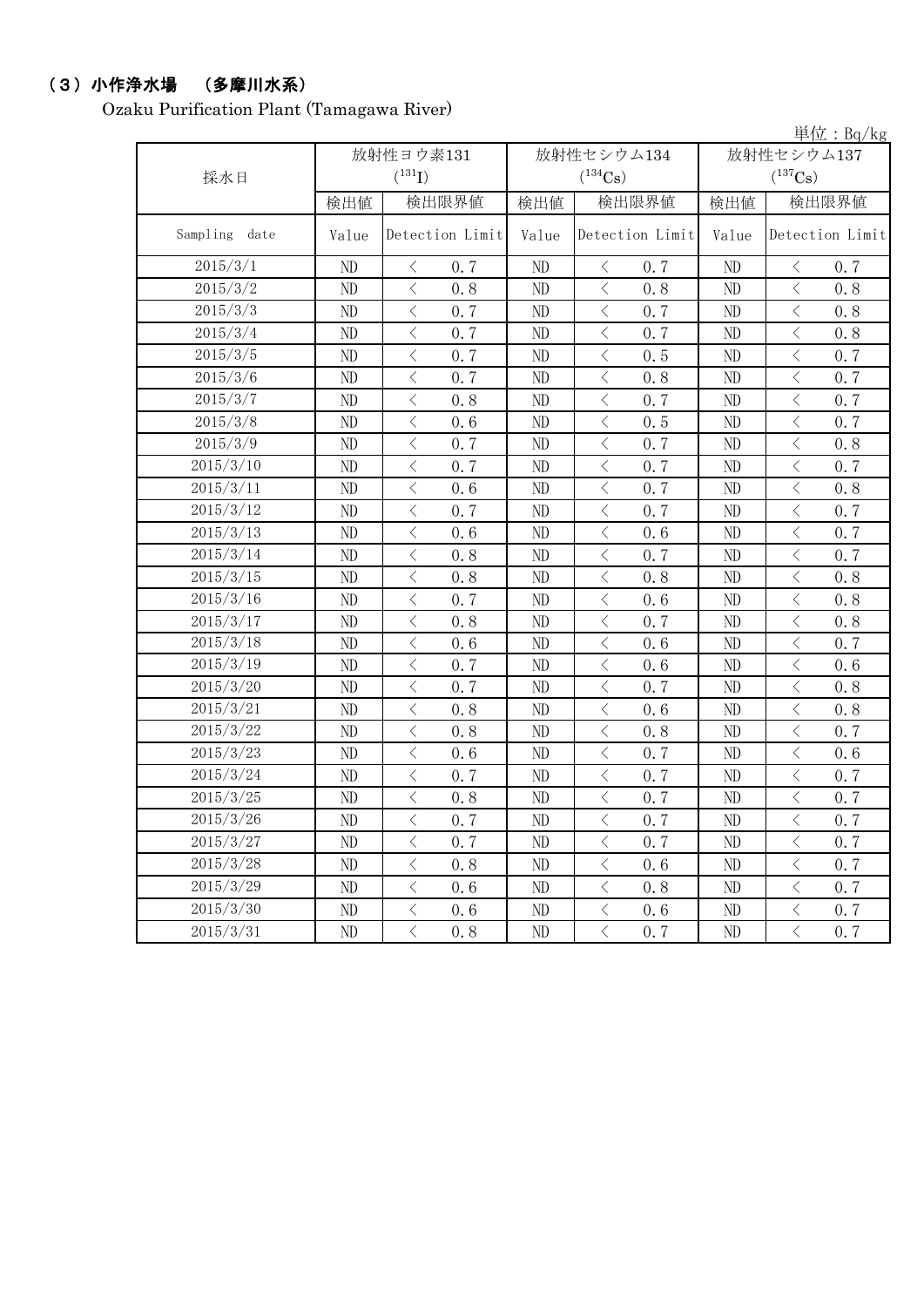## （3）小作浄水場　（多摩川水系）

Ozaku Purification Plant (Tamagawa River)

単位：Bq/kg

| 採水日 | 放射性ヨウ素131 ($^{131}I$) | | 放射性セシウム134 ($^{134}Cs$) | | 放射性セシウム137 ($^{137}Cs$) | |
|---|---|---|---|---|---|---|
| | 検出値 | 検出限界値 | 検出値 | 検出限界値 | 検出値 | 検出限界値 |
| Sampling date | Value | Detection Limit | Value | Detection Limit | Value | Detection Limit |
| 2015/3/1 | ND | ＜ 0.7 | ND | ＜ 0.7 | ND | ＜ 0.7 |
| 2015/3/2 | ND | ＜ 0.8 | ND | ＜ 0.8 | ND | ＜ 0.8 |
| 2015/3/3 | ND | ＜ 0.7 | ND | ＜ 0.7 | ND | ＜ 0.8 |
| 2015/3/4 | ND | ＜ 0.7 | ND | ＜ 0.7 | ND | ＜ 0.8 |
| 2015/3/5 | ND | ＜ 0.7 | ND | ＜ 0.5 | ND | ＜ 0.7 |
| 2015/3/6 | ND | ＜ 0.7 | ND | ＜ 0.8 | ND | ＜ 0.7 |
| 2015/3/7 | ND | ＜ 0.8 | ND | ＜ 0.7 | ND | ＜ 0.7 |
| 2015/3/8 | ND | ＜ 0.6 | ND | ＜ 0.5 | ND | ＜ 0.7 |
| 2015/3/9 | ND | ＜ 0.7 | ND | ＜ 0.7 | ND | ＜ 0.8 |
| 2015/3/10 | ND | ＜ 0.7 | ND | ＜ 0.7 | ND | ＜ 0.7 |
| 2015/3/11 | ND | ＜ 0.6 | ND | ＜ 0.7 | ND | ＜ 0.8 |
| 2015/3/12 | ND | ＜ 0.7 | ND | ＜ 0.7 | ND | ＜ 0.7 |
| 2015/3/13 | ND | ＜ 0.6 | ND | ＜ 0.6 | ND | ＜ 0.7 |
| 2015/3/14 | ND | ＜ 0.8 | ND | ＜ 0.7 | ND | ＜ 0.7 |
| 2015/3/15 | ND | ＜ 0.8 | ND | ＜ 0.8 | ND | ＜ 0.8 |
| 2015/3/16 | ND | ＜ 0.7 | ND | ＜ 0.6 | ND | ＜ 0.8 |
| 2015/3/17 | ND | ＜ 0.8 | ND | ＜ 0.7 | ND | ＜ 0.8 |
| 2015/3/18 | ND | ＜ 0.6 | ND | ＜ 0.6 | ND | ＜ 0.7 |
| 2015/3/19 | ND | ＜ 0.7 | ND | ＜ 0.6 | ND | ＜ 0.6 |
| 2015/3/20 | ND | ＜ 0.7 | ND | ＜ 0.7 | ND | ＜ 0.8 |
| 2015/3/21 | ND | ＜ 0.8 | ND | ＜ 0.6 | ND | ＜ 0.8 |
| 2015/3/22 | ND | ＜ 0.8 | ND | ＜ 0.8 | ND | ＜ 0.7 |
| 2015/3/23 | ND | ＜ 0.6 | ND | ＜ 0.7 | ND | ＜ 0.6 |
| 2015/3/24 | ND | ＜ 0.7 | ND | ＜ 0.7 | ND | ＜ 0.7 |
| 2015/3/25 | ND | ＜ 0.8 | ND | ＜ 0.7 | ND | ＜ 0.7 |
| 2015/3/26 | ND | ＜ 0.7 | ND | ＜ 0.7 | ND | ＜ 0.7 |
| 2015/3/27 | ND | ＜ 0.7 | ND | ＜ 0.7 | ND | ＜ 0.7 |
| 2015/3/28 | ND | ＜ 0.8 | ND | ＜ 0.6 | ND | ＜ 0.7 |
| 2015/3/29 | ND | ＜ 0.6 | ND | ＜ 0.8 | ND | ＜ 0.7 |
| 2015/3/30 | ND | ＜ 0.6 | ND | ＜ 0.6 | ND | ＜ 0.7 |
| 2015/3/31 | ND | ＜ 0.8 | ND | ＜ 0.7 | ND | ＜ 0.7 |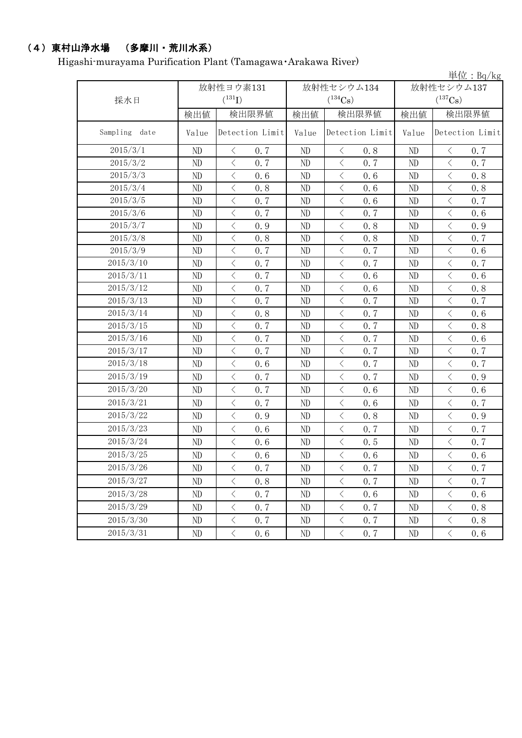## （4）東村山浄水場　（多摩川・荒川水系）

Higashi-murayama Purification Plant (Tamagawa･Arakawa River)

単位：Bq/kg

| 採水日 | 放射性ヨウ素131 ($^{131}I$) | | 放射性セシウム134 ($^{134}Cs$) | | 放射性セシウム137 ($^{137}Cs$) | |
|---|---|---|---|---|---|---|
| | 検出値 | 検出限界値 | 検出値 | 検出限界値 | 検出値 | 検出限界値 |
| Sampling date | Value | Detection Limit | Value | Detection Limit | Value | Detection Limit |
| 2015/3/1 | ND | ＜ 0.7 | ND | ＜ 0.8 | ND | ＜ 0.7 |
| 2015/3/2 | ND | ＜ 0.7 | ND | ＜ 0.7 | ND | ＜ 0.7 |
| 2015/3/3 | ND | ＜ 0.6 | ND | ＜ 0.6 | ND | ＜ 0.8 |
| 2015/3/4 | ND | ＜ 0.8 | ND | ＜ 0.6 | ND | ＜ 0.8 |
| 2015/3/5 | ND | ＜ 0.7 | ND | ＜ 0.6 | ND | ＜ 0.7 |
| 2015/3/6 | ND | ＜ 0.7 | ND | ＜ 0.7 | ND | ＜ 0.6 |
| 2015/3/7 | ND | ＜ 0.9 | ND | ＜ 0.8 | ND | ＜ 0.9 |
| 2015/3/8 | ND | ＜ 0.8 | ND | ＜ 0.8 | ND | ＜ 0.7 |
| 2015/3/9 | ND | ＜ 0.7 | ND | ＜ 0.7 | ND | ＜ 0.6 |
| 2015/3/10 | ND | ＜ 0.7 | ND | ＜ 0.7 | ND | ＜ 0.7 |
| 2015/3/11 | ND | ＜ 0.7 | ND | ＜ 0.6 | ND | ＜ 0.6 |
| 2015/3/12 | ND | ＜ 0.7 | ND | ＜ 0.6 | ND | ＜ 0.8 |
| 2015/3/13 | ND | ＜ 0.7 | ND | ＜ 0.7 | ND | ＜ 0.7 |
| 2015/3/14 | ND | ＜ 0.8 | ND | ＜ 0.7 | ND | ＜ 0.6 |
| 2015/3/15 | ND | ＜ 0.7 | ND | ＜ 0.7 | ND | ＜ 0.8 |
| 2015/3/16 | ND | ＜ 0.7 | ND | ＜ 0.7 | ND | ＜ 0.6 |
| 2015/3/17 | ND | ＜ 0.7 | ND | ＜ 0.7 | ND | ＜ 0.7 |
| 2015/3/18 | ND | ＜ 0.6 | ND | ＜ 0.7 | ND | ＜ 0.7 |
| 2015/3/19 | ND | ＜ 0.7 | ND | ＜ 0.7 | ND | ＜ 0.9 |
| 2015/3/20 | ND | ＜ 0.7 | ND | ＜ 0.6 | ND | ＜ 0.6 |
| 2015/3/21 | ND | ＜ 0.7 | ND | ＜ 0.6 | ND | ＜ 0.7 |
| 2015/3/22 | ND | ＜ 0.9 | ND | ＜ 0.8 | ND | ＜ 0.9 |
| 2015/3/23 | ND | ＜ 0.6 | ND | ＜ 0.7 | ND | ＜ 0.7 |
| 2015/3/24 | ND | ＜ 0.6 | ND | ＜ 0.5 | ND | ＜ 0.7 |
| 2015/3/25 | ND | ＜ 0.6 | ND | ＜ 0.6 | ND | ＜ 0.6 |
| 2015/3/26 | ND | ＜ 0.7 | ND | ＜ 0.7 | ND | ＜ 0.7 |
| 2015/3/27 | ND | ＜ 0.8 | ND | ＜ 0.7 | ND | ＜ 0.7 |
| 2015/3/28 | ND | ＜ 0.7 | ND | ＜ 0.6 | ND | ＜ 0.6 |
| 2015/3/29 | ND | ＜ 0.7 | ND | ＜ 0.7 | ND | ＜ 0.8 |
| 2015/3/30 | ND | ＜ 0.7 | ND | ＜ 0.7 | ND | ＜ 0.8 |
| 2015/3/31 | ND | ＜ 0.6 | ND | ＜ 0.7 | ND | ＜ 0.6 |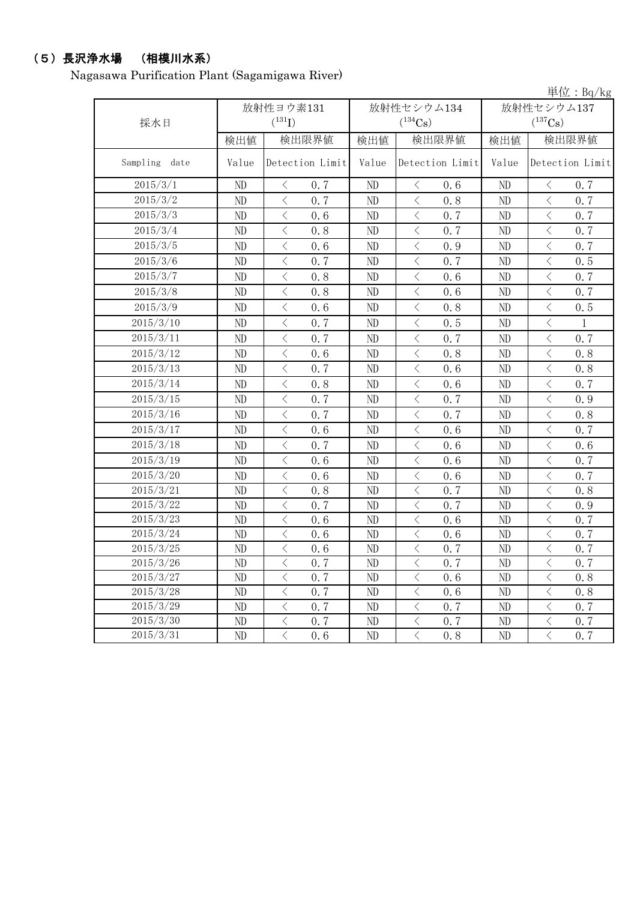## （5）長沢浄水場　（相模川水系）

Nagasawa Purification Plant (Sagamigawa River)

単位：Bq/kg

| 採水日 | 放射性ヨウ素131 ($^{131}I$) | | 放射性セシウム134 ($^{134}Cs$) | | 放射性セシウム137 ($^{137}Cs$) | |
|---|---|---|---|---|---|---|
| | 検出値 | 検出限界値 | 検出値 | 検出限界値 | 検出値 | 検出限界値 |
| Sampling date | Value | Detection Limit | Value | Detection Limit | Value | Detection Limit |
| 2015/3/1 | ND | ＜ 0.7 | ND | ＜ 0.6 | ND | ＜ 0.7 |
| 2015/3/2 | ND | ＜ 0.7 | ND | ＜ 0.8 | ND | ＜ 0.7 |
| 2015/3/3 | ND | ＜ 0.6 | ND | ＜ 0.7 | ND | ＜ 0.7 |
| 2015/3/4 | ND | ＜ 0.8 | ND | ＜ 0.7 | ND | ＜ 0.7 |
| 2015/3/5 | ND | ＜ 0.6 | ND | ＜ 0.9 | ND | ＜ 0.7 |
| 2015/3/6 | ND | ＜ 0.7 | ND | ＜ 0.7 | ND | ＜ 0.5 |
| 2015/3/7 | ND | ＜ 0.8 | ND | ＜ 0.6 | ND | ＜ 0.7 |
| 2015/3/8 | ND | ＜ 0.8 | ND | ＜ 0.6 | ND | ＜ 0.7 |
| 2015/3/9 | ND | ＜ 0.6 | ND | ＜ 0.8 | ND | ＜ 0.5 |
| 2015/3/10 | ND | ＜ 0.7 | ND | ＜ 0.5 | ND | ＜ 1 |
| 2015/3/11 | ND | ＜ 0.7 | ND | ＜ 0.7 | ND | ＜ 0.7 |
| 2015/3/12 | ND | ＜ 0.6 | ND | ＜ 0.8 | ND | ＜ 0.8 |
| 2015/3/13 | ND | ＜ 0.7 | ND | ＜ 0.6 | ND | ＜ 0.8 |
| 2015/3/14 | ND | ＜ 0.8 | ND | ＜ 0.6 | ND | ＜ 0.7 |
| 2015/3/15 | ND | ＜ 0.7 | ND | ＜ 0.7 | ND | ＜ 0.9 |
| 2015/3/16 | ND | ＜ 0.7 | ND | ＜ 0.7 | ND | ＜ 0.8 |
| 2015/3/17 | ND | ＜ 0.6 | ND | ＜ 0.6 | ND | ＜ 0.7 |
| 2015/3/18 | ND | ＜ 0.7 | ND | ＜ 0.6 | ND | ＜ 0.6 |
| 2015/3/19 | ND | ＜ 0.6 | ND | ＜ 0.6 | ND | ＜ 0.7 |
| 2015/3/20 | ND | ＜ 0.6 | ND | ＜ 0.6 | ND | ＜ 0.7 |
| 2015/3/21 | ND | ＜ 0.8 | ND | ＜ 0.7 | ND | ＜ 0.8 |
| 2015/3/22 | ND | ＜ 0.7 | ND | ＜ 0.7 | ND | ＜ 0.9 |
| 2015/3/23 | ND | ＜ 0.6 | ND | ＜ 0.6 | ND | ＜ 0.7 |
| 2015/3/24 | ND | ＜ 0.6 | ND | ＜ 0.6 | ND | ＜ 0.7 |
| 2015/3/25 | ND | ＜ 0.6 | ND | ＜ 0.7 | ND | ＜ 0.7 |
| 2015/3/26 | ND | ＜ 0.7 | ND | ＜ 0.7 | ND | ＜ 0.7 |
| 2015/3/27 | ND | ＜ 0.7 | ND | ＜ 0.6 | ND | ＜ 0.8 |
| 2015/3/28 | ND | ＜ 0.7 | ND | ＜ 0.6 | ND | ＜ 0.8 |
| 2015/3/29 | ND | ＜ 0.7 | ND | ＜ 0.7 | ND | ＜ 0.7 |
| 2015/3/30 | ND | ＜ 0.7 | ND | ＜ 0.7 | ND | ＜ 0.7 |
| 2015/3/31 | ND | ＜ 0.6 | ND | ＜ 0.8 | ND | ＜ 0.7 |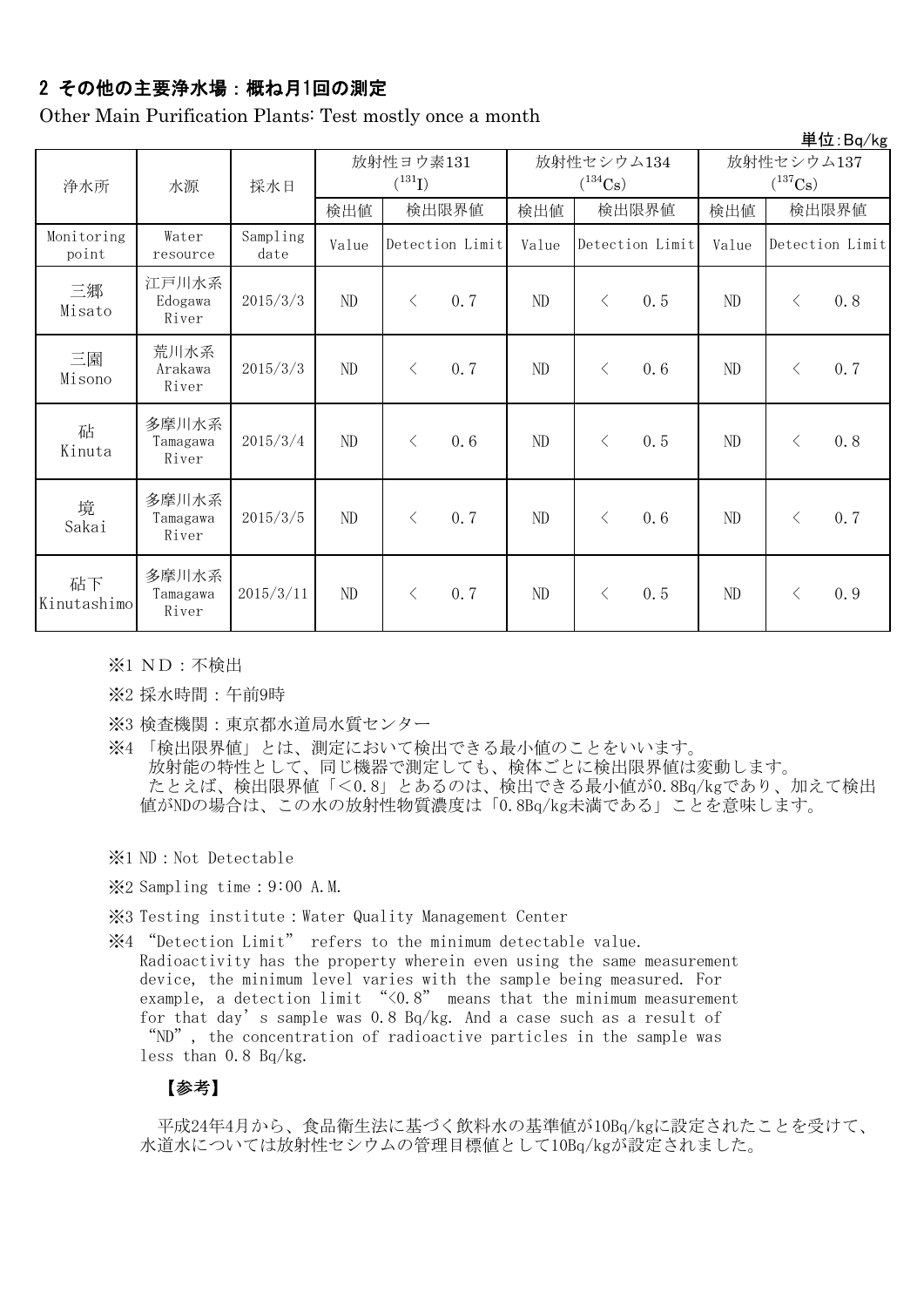## 2 その他の主要浄水場：概ね月1回の測定

Other Main Purification Plants: Test mostly once a month

単位：Bq/kg

| 浄水所 | 水源 | 採水日 | 放射性ヨウ素131 ($^{131}I$) | | 放射性セシウム134 ($^{134}Cs$) | | 放射性セシウム137 ($^{137}Cs$) | |
|---|---|---|---|---|---|---|---|---|
| | | | 検出値 | 検出限界値 | 検出値 | 検出限界値 | 検出値 | 検出限界値 |
| Monitoring point | Water resource | Sampling date | Value | Detection Limit | Value | Detection Limit | Value | Detection Limit |
| 三郷 Misato | 江戸川水系 Edogawa River | 2015/3/3 | ND | ＜ 0.7 | ND | ＜ 0.5 | ND | ＜ 0.8 |
| 三園 Misono | 荒川水系 Arakawa River | 2015/3/3 | ND | ＜ 0.7 | ND | ＜ 0.6 | ND | ＜ 0.7 |
| 砧 Kinuta | 多摩川水系 Tamagawa River | 2015/3/4 | ND | ＜ 0.6 | ND | ＜ 0.5 | ND | ＜ 0.8 |
| 境 Sakai | 多摩川水系 Tamagawa River | 2015/3/5 | ND | ＜ 0.7 | ND | ＜ 0.6 | ND | ＜ 0.7 |
| 砧下 Kinutashimo | 多摩川水系 Tamagawa River | 2015/3/11 | ND | ＜ 0.7 | ND | ＜ 0.5 | ND | ＜ 0.9 |

※1 ＮＤ：不検出

※2 採水時間：午前9時

※3 検査機関：東京都水道局水質センター

※4 「検出限界値」とは、測定において検出できる最小値のことをいいます。
放射能の特性として、同じ機器で測定しても、検体ごとに検出限界値は変動します。
たとえば、検出限界値「＜0.8」とあるのは、検出できる最小値が0.8Bq/kgであり、加えて検出値がNDの場合は、この水の放射性物質濃度は「0.8Bq/kg未満である」ことを意味します。

※1 ND：Not Detectable

※2 Sampling time：9:00 A.M.

※3 Testing institute：Water Quality Management Center

※4 "Detection Limit" refers to the minimum detectable value.
Radioactivity has the property wherein even using the same measurement device, the minimum level varies with the sample being measured. For example, a detection limit "<0.8" means that the minimum measurement for that day's sample was 0.8 Bq/kg. And a case such as a result of "ND", the concentration of radioactive particles in the sample was less than 0.8 Bq/kg.

**【参考】**

平成24年4月から、食品衛生法に基づく飲料水の基準値が10Bq/kgに設定されたことを受けて、水道水については放射性セシウムの管理目標値として10Bq/kgが設定されました。